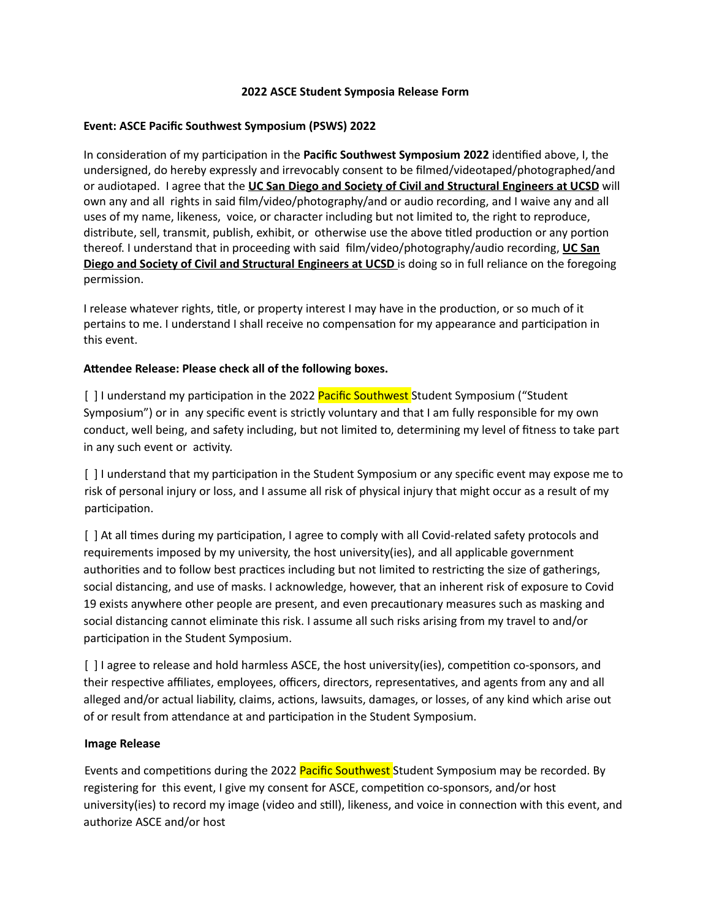**2022 ASCE Student Symposia Release Form**

**Event: ASCE Pacific Southwest Symposium (PSWS) 2022**

In consideration of my participation in the **Pacific Southwest Symposium 2022** identified above, I, the undersigned, do hereby expressly and irrevocably consent to be filmed/videotaped/photographed/and or audiotaped. I agree that the **UC San Diego and Society of Civil and Structural Engineers at UCSD** will own any and all rights in said film/video/photography/and or audio recording, and I waive any and all uses of my name, likeness, voice, or character including but not limited to, the right to reproduce, distribute, sell, transmit, publish, exhibit, or otherwise use the above titled production or any portion thereof. I understand that in proceeding with said film/video/photography/audio recording, **UC San Diego and Society of Civil and Structural Engineers at UCSD** is doing so in full reliance on the foregoing permission.

I release whatever rights, title, or property interest I may have in the production, or so much of it pertains to me. I understand I shall receive no compensation for my appearance and participation in this event.

**Attendee Release: Please check all of the following boxes.**

[ ] I understand my participation in the 2022 Pacific Southwest Student Symposium ("Student Symposium") or in any specific event is strictly voluntary and that I am fully responsible for my own conduct, well being, and safety including, but not limited to, determining my level of fitness to take part in any such event or activity.

[ ] I understand that my participation in the Student Symposium or any specific event may expose me to risk of personal injury or loss, and I assume all risk of physical injury that might occur as a result of my participation.

[ ] At all times during my participation, I agree to comply with all Covid-related safety protocols and requirements imposed by my university, the host university(ies), and all applicable government authorities and to follow best practices including but not limited to restricting the size of gatherings, social distancing, and use of masks. I acknowledge, however, that an inherent risk of exposure to Covid 19 exists anywhere other people are present, and even precautionary measures such as masking and social distancing cannot eliminate this risk. I assume all such risks arising from my travel to and/or participation in the Student Symposium.

[ ] I agree to release and hold harmless ASCE, the host university(ies), competition co-sponsors, and their respective affiliates, employees, officers, directors, representatives, and agents from any and all alleged and/or actual liability, claims, actions, lawsuits, damages, or losses, of any kind which arise out of or result from attendance at and participation in the Student Symposium.

**Image Release**

Events and competitions during the 2022 Pacific Southwest Student Symposium may be recorded. By registering for this event, I give my consent for ASCE, competition co-sponsors, and/or host university(ies) to record my image (video and still), likeness, and voice in connection with this event, and authorize ASCE and/or host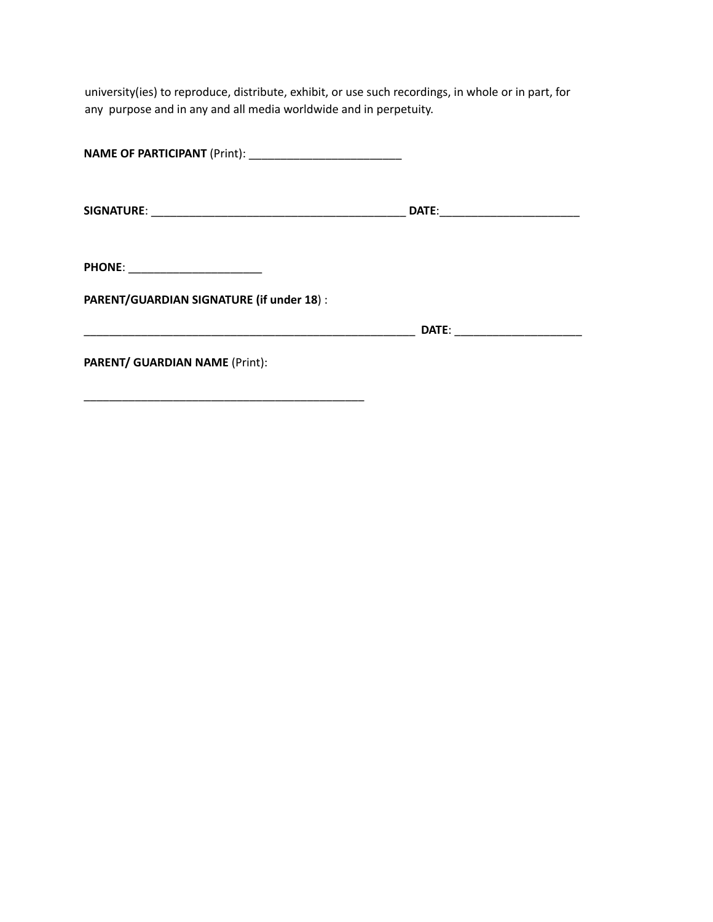university(ies) to reproduce, distribute, exhibit, or use such recordings, in whole or in part, for any purpose and in any and all media worldwide and in perpetuity.

**NAME OF PARTICIPANT** (Print): ________________________

**SIGNATURE**: ________________________________________ **DATE**:______________________

**PHONE**: _____________________

**PARENT/GUARDIAN SIGNATURE (if under 18)** :

_____________________________________________________ **DATE**: ____________________

**PARENT/ GUARDIAN NAME** (Print):

_____________________________________________